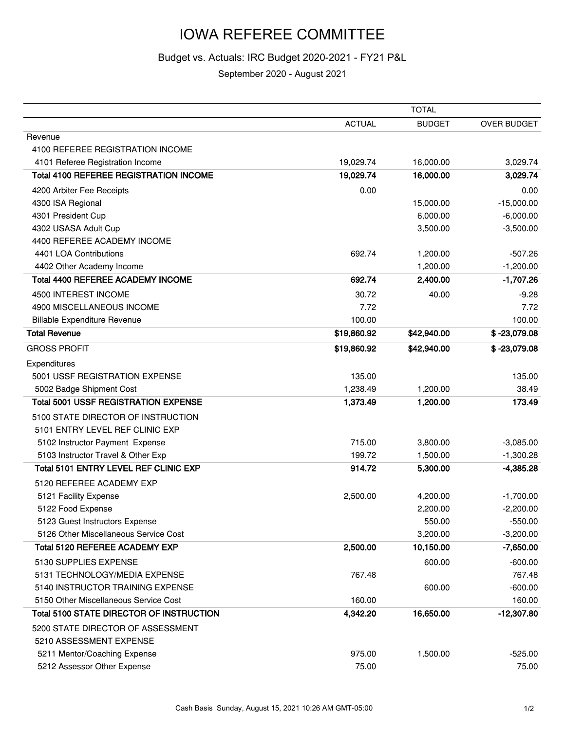# IOWA REFEREE COMMITTEE

Budget vs. Actuals: IRC Budget 2020-2021 - FY21 P&L

September 2020 - August 2021

| | TOTAL | | |
|---|---|---|---|
| | ACTUAL | BUDGET | OVER BUDGET |
| Revenue | | | |
| 4100 REFEREE REGISTRATION INCOME | | | |
| 4101 Referee Registration Income | 19,029.74 | 16,000.00 | 3,029.74 |
| **Total 4100 REFEREE REGISTRATION INCOME** | **19,029.74** | **16,000.00** | **3,029.74** |
| 4200 Arbiter Fee Receipts | 0.00 | | 0.00 |
| 4300 ISA Regional | | 15,000.00 | -15,000.00 |
| 4301 President Cup | | 6,000.00 | -6,000.00 |
| 4302 USASA Adult Cup | | 3,500.00 | -3,500.00 |
| 4400 REFEREE ACADEMY INCOME | | | |
| 4401 LOA Contributions | 692.74 | 1,200.00 | -507.26 |
| 4402 Other Academy Income | | 1,200.00 | -1,200.00 |
| **Total 4400 REFEREE ACADEMY INCOME** | **692.74** | **2,400.00** | **-1,707.26** |
| 4500 INTEREST INCOME | 30.72 | 40.00 | -9.28 |
| 4900 MISCELLANEOUS INCOME | 7.72 | | 7.72 |
| Billable Expenditure Revenue | 100.00 | | 100.00 |
| **Total Revenue** | **$19,860.92** | **$42,940.00** | **$ -23,079.08** |
| GROSS PROFIT | **$19,860.92** | **$42,940.00** | **$ -23,079.08** |
| Expenditures | | | |
| 5001 USSF REGISTRATION EXPENSE | 135.00 | | 135.00 |
| 5002 Badge Shipment Cost | 1,238.49 | 1,200.00 | 38.49 |
| **Total 5001 USSF REGISTRATION EXPENSE** | **1,373.49** | **1,200.00** | **173.49** |
| 5100 STATE DIRECTOR OF INSTRUCTION | | | |
| 5101 ENTRY LEVEL REF CLINIC EXP | | | |
| 5102 Instructor Payment Expense | 715.00 | 3,800.00 | -3,085.00 |
| 5103 Instructor Travel & Other Exp | 199.72 | 1,500.00 | -1,300.28 |
| **Total 5101 ENTRY LEVEL REF CLINIC EXP** | **914.72** | **5,300.00** | **-4,385.28** |
| 5120 REFEREE ACADEMY EXP | | | |
| 5121 Facility Expense | 2,500.00 | 4,200.00 | -1,700.00 |
| 5122 Food Expense | | 2,200.00 | -2,200.00 |
| 5123 Guest Instructors Expense | | 550.00 | -550.00 |
| 5126 Other Miscellaneous Service Cost | | 3,200.00 | -3,200.00 |
| **Total 5120 REFEREE ACADEMY EXP** | **2,500.00** | **10,150.00** | **-7,650.00** |
| 5130 SUPPLIES EXPENSE | | 600.00 | -600.00 |
| 5131 TECHNOLOGY/MEDIA EXPENSE | 767.48 | | 767.48 |
| 5140 INSTRUCTOR TRAINING EXPENSE | | 600.00 | -600.00 |
| 5150 Other Miscellaneous Service Cost | 160.00 | | 160.00 |
| **Total 5100 STATE DIRECTOR OF INSTRUCTION** | **4,342.20** | **16,650.00** | **-12,307.80** |
| 5200 STATE DIRECTOR OF ASSESSMENT | | | |
| 5210 ASSESSMENT EXPENSE | | | |
| 5211 Mentor/Coaching Expense | 975.00 | 1,500.00 | -525.00 |
| 5212 Assessor Other Expense | 75.00 | | 75.00 |

Cash Basis Sunday, August 15, 2021 10:26 AM GMT-05:00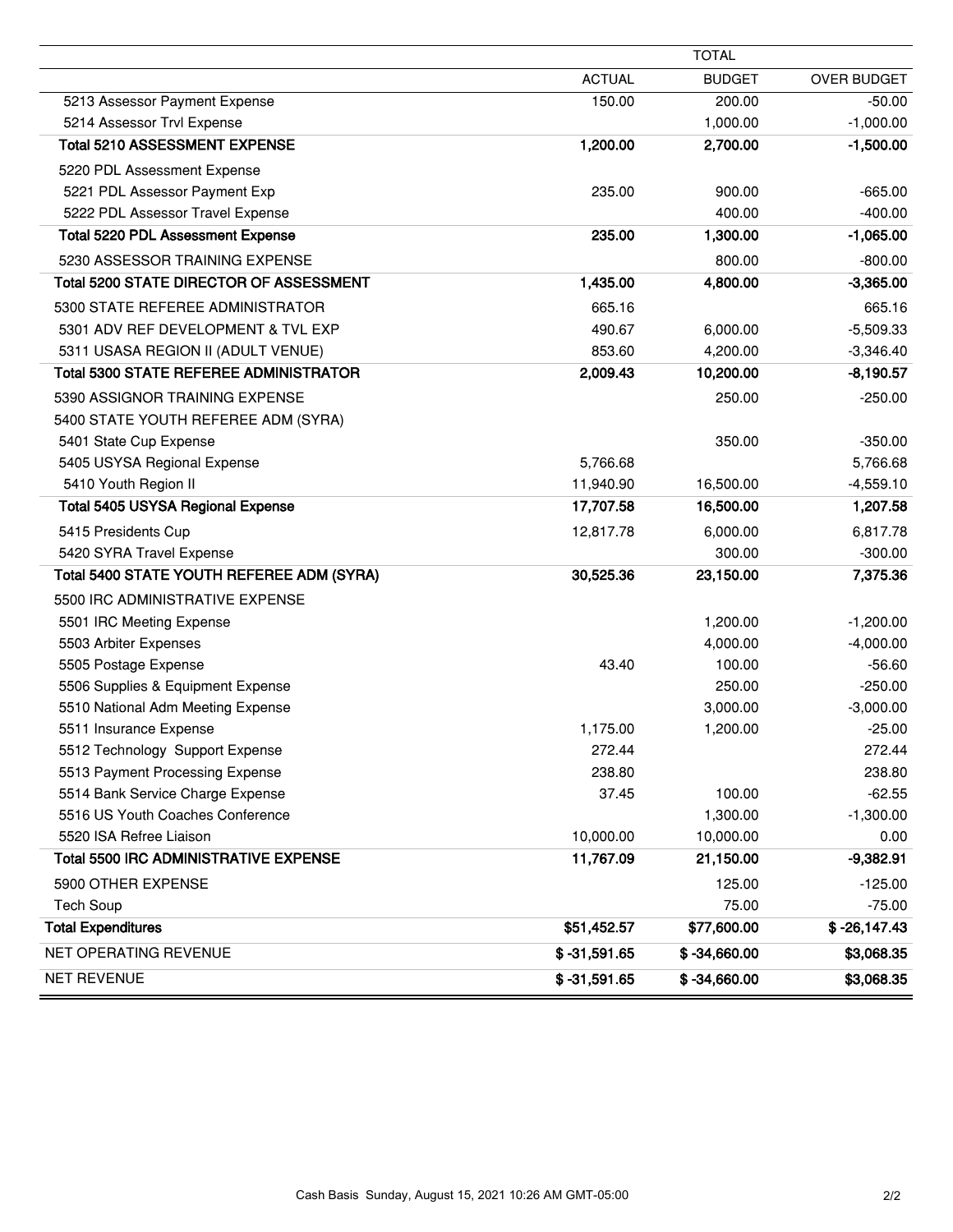| | TOTAL | | |
| --- | --- | --- | --- |
| | ACTUAL | BUDGET | OVER BUDGET |
| 5213 Assessor Payment Expense | 150.00 | 200.00 | -50.00 |
| 5214 Assessor Trvl Expense | | 1,000.00 | -1,000.00 |
| **Total 5210 ASSESSMENT EXPENSE** | **1,200.00** | **2,700.00** | **-1,500.00** |
| 5220 PDL Assessment Expense | | | |
| 5221 PDL Assessor Payment Exp | 235.00 | 900.00 | -665.00 |
| 5222 PDL Assessor Travel Expense | | 400.00 | -400.00 |
| **Total 5220 PDL Assessment Expense** | **235.00** | **1,300.00** | **-1,065.00** |
| 5230 ASSESSOR TRAINING EXPENSE | | 800.00 | -800.00 |
| **Total 5200 STATE DIRECTOR OF ASSESSMENT** | **1,435.00** | **4,800.00** | **-3,365.00** |
| 5300 STATE REFEREE ADMINISTRATOR | 665.16 | | 665.16 |
| 5301 ADV REF DEVELOPMENT & TVL EXP | 490.67 | 6,000.00 | -5,509.33 |
| 5311 USASA REGION II (ADULT VENUE) | 853.60 | 4,200.00 | -3,346.40 |
| **Total 5300 STATE REFEREE ADMINISTRATOR** | **2,009.43** | **10,200.00** | **-8,190.57** |
| 5390 ASSIGNOR TRAINING EXPENSE | | 250.00 | -250.00 |
| 5400 STATE YOUTH REFEREE ADM (SYRA) | | | |
| 5401 State Cup Expense | | 350.00 | -350.00 |
| 5405 USYSA Regional Expense | 5,766.68 | | 5,766.68 |
| 5410 Youth Region II | 11,940.90 | 16,500.00 | -4,559.10 |
| **Total 5405 USYSA Regional Expense** | **17,707.58** | **16,500.00** | **1,207.58** |
| 5415 Presidents Cup | 12,817.78 | 6,000.00 | 6,817.78 |
| 5420 SYRA Travel Expense | | 300.00 | -300.00 |
| **Total 5400 STATE YOUTH REFEREE ADM (SYRA)** | **30,525.36** | **23,150.00** | **7,375.36** |
| 5500 IRC ADMINISTRATIVE EXPENSE | | | |
| 5501 IRC Meeting Expense | | 1,200.00 | -1,200.00 |
| 5503 Arbiter Expenses | | 4,000.00 | -4,000.00 |
| 5505 Postage Expense | 43.40 | 100.00 | -56.60 |
| 5506 Supplies & Equipment Expense | | 250.00 | -250.00 |
| 5510 National Adm Meeting Expense | | 3,000.00 | -3,000.00 |
| 5511 Insurance Expense | 1,175.00 | 1,200.00 | -25.00 |
| 5512 Technology Support Expense | 272.44 | | 272.44 |
| 5513 Payment Processing Expense | 238.80 | | 238.80 |
| 5514 Bank Service Charge Expense | 37.45 | 100.00 | -62.55 |
| 5516 US Youth Coaches Conference | | 1,300.00 | -1,300.00 |
| 5520 ISA Refree Liaison | 10,000.00 | 10,000.00 | 0.00 |
| **Total 5500 IRC ADMINISTRATIVE EXPENSE** | **11,767.09** | **21,150.00** | **-9,382.91** |
| 5900 OTHER EXPENSE | | 125.00 | -125.00 |
| Tech Soup | | 75.00 | -75.00 |
| **Total Expenditures** | **$51,452.57** | **$77,600.00** | **$ -26,147.43** |
| NET OPERATING REVENUE | **$ -31,591.65** | **$ -34,660.00** | **$3,068.35** |
| NET REVENUE | **$ -31,591.65** | **$ -34,660.00** | **$3,068.35** |

Cash Basis Sunday, August 15, 2021 10:26 AM GMT-05:00